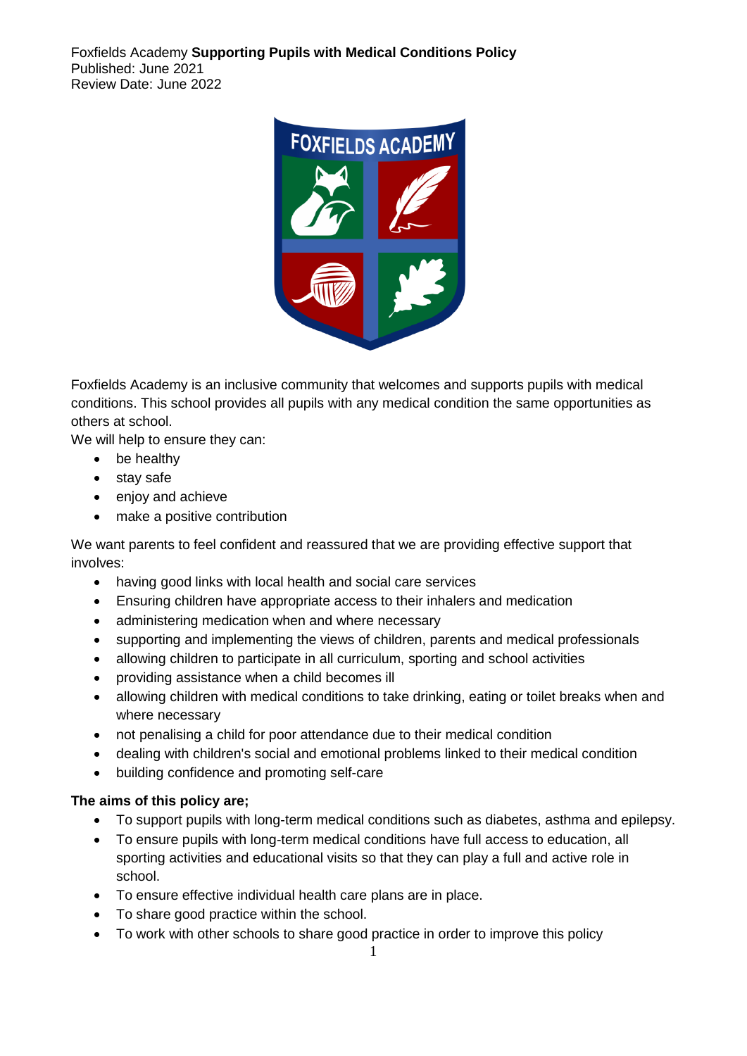Foxfields Academy **Supporting Pupils with Medical Conditions Policy**
Published: June 2021
Review Date: June 2022

Foxfields Academy is an inclusive community that welcomes and supports pupils with medical conditions. This school provides all pupils with any medical condition the same opportunities as others at school.

We will help to ensure they can:

- be healthy
- stay safe
- enjoy and achieve
- make a positive contribution

We want parents to feel confident and reassured that we are providing effective support that involves:

- having good links with local health and social care services
- Ensuring children have appropriate access to their inhalers and medication
- administering medication when and where necessary
- supporting and implementing the views of children, parents and medical professionals
- allowing children to participate in all curriculum, sporting and school activities
- providing assistance when a child becomes ill
- allowing children with medical conditions to take drinking, eating or toilet breaks when and where necessary
- not penalising a child for poor attendance due to their medical condition
- dealing with children's social and emotional problems linked to their medical condition
- building confidence and promoting self-care

**The aims of this policy are;**

- To support pupils with long-term medical conditions such as diabetes, asthma and epilepsy.
- To ensure pupils with long-term medical conditions have full access to education, all sporting activities and educational visits so that they can play a full and active role in school.
- To ensure effective individual health care plans are in place.
- To share good practice within the school.
- To work with other schools to share good practice in order to improve this policy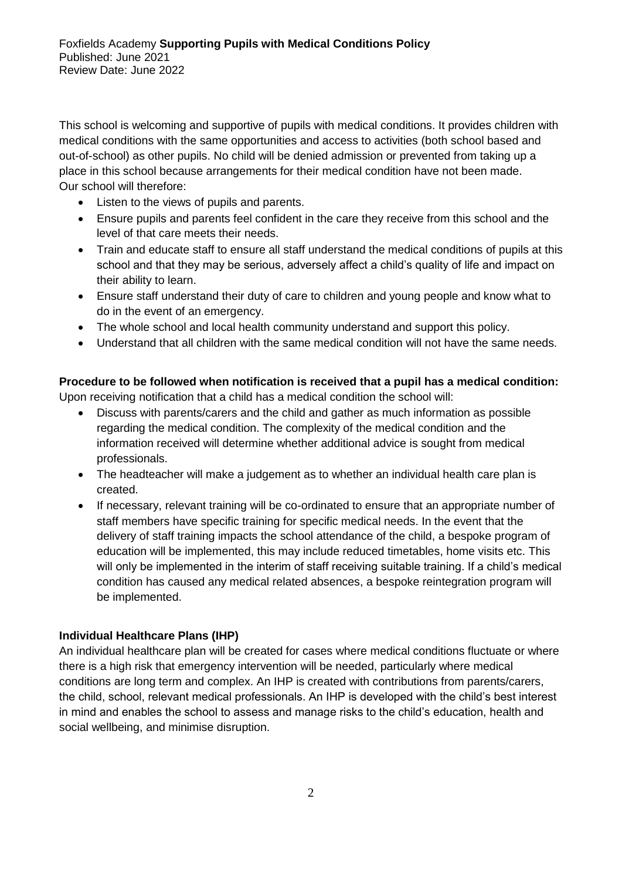This school is welcoming and supportive of pupils with medical conditions. It provides children with medical conditions with the same opportunities and access to activities (both school based and out-of-school) as other pupils. No child will be denied admission or prevented from taking up a place in this school because arrangements for their medical condition have not been made. Our school will therefore:

- Listen to the views of pupils and parents.
- Ensure pupils and parents feel confident in the care they receive from this school and the level of that care meets their needs.
- Train and educate staff to ensure all staff understand the medical conditions of pupils at this school and that they may be serious, adversely affect a child's quality of life and impact on their ability to learn.
- Ensure staff understand their duty of care to children and young people and know what to do in the event of an emergency.
- The whole school and local health community understand and support this policy.
- Understand that all children with the same medical condition will not have the same needs.

**Procedure to be followed when notification is received that a pupil has a medical condition:**
Upon receiving notification that a child has a medical condition the school will:

- Discuss with parents/carers and the child and gather as much information as possible regarding the medical condition. The complexity of the medical condition and the information received will determine whether additional advice is sought from medical professionals.
- The headteacher will make a judgement as to whether an individual health care plan is created.
- If necessary, relevant training will be co-ordinated to ensure that an appropriate number of staff members have specific training for specific medical needs. In the event that the delivery of staff training impacts the school attendance of the child, a bespoke program of education will be implemented, this may include reduced timetables, home visits etc. This will only be implemented in the interim of staff receiving suitable training. If a child's medical condition has caused any medical related absences, a bespoke reintegration program will be implemented.

**Individual Healthcare Plans (IHP)**

An individual healthcare plan will be created for cases where medical conditions fluctuate or where there is a high risk that emergency intervention will be needed, particularly where medical conditions are long term and complex. An IHP is created with contributions from parents/carers, the child, school, relevant medical professionals. An IHP is developed with the child's best interest in mind and enables the school to assess and manage risks to the child's education, health and social wellbeing, and minimise disruption.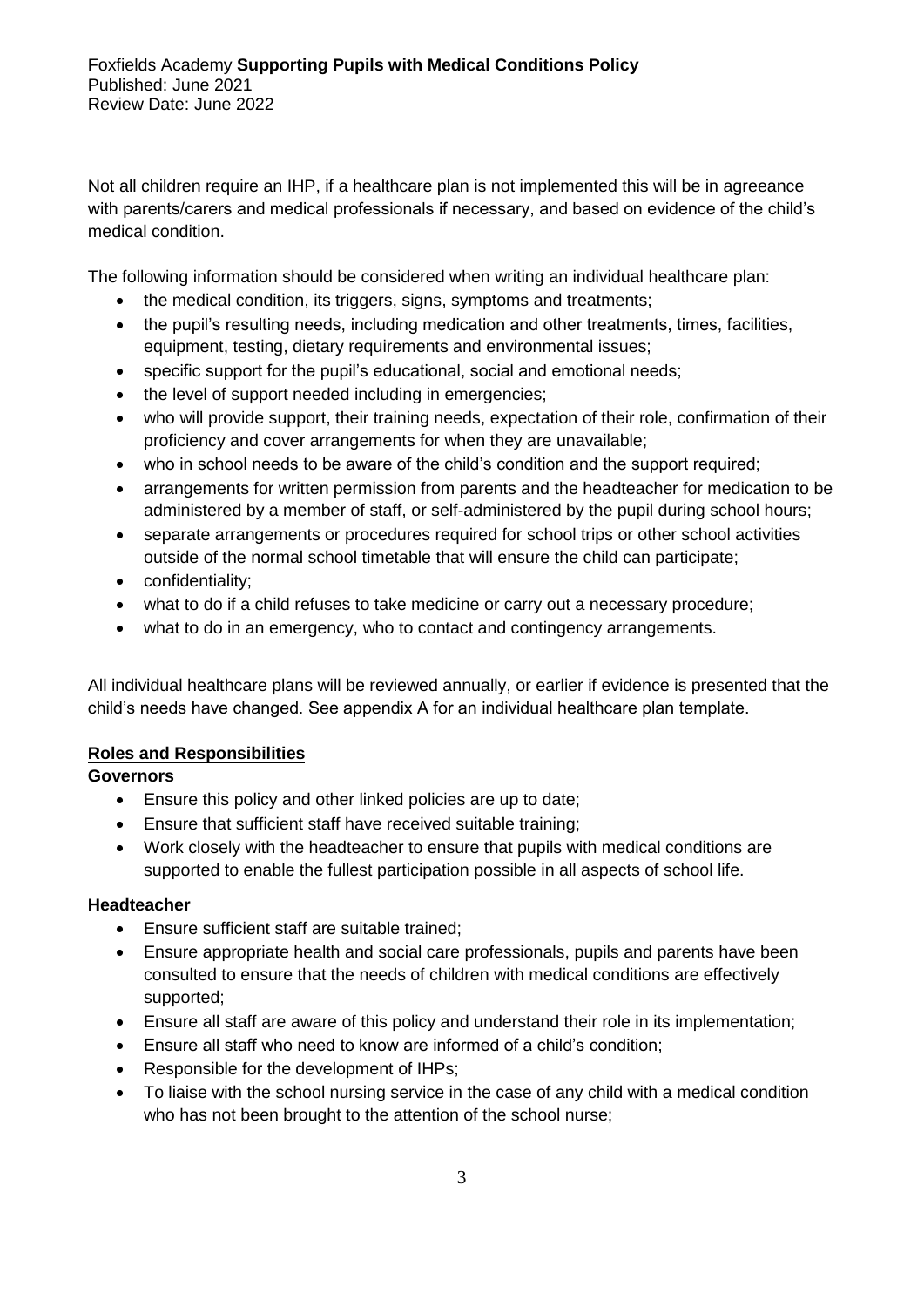Not all children require an IHP, if a healthcare plan is not implemented this will be in agreeance with parents/carers and medical professionals if necessary, and based on evidence of the child's medical condition.

The following information should be considered when writing an individual healthcare plan:

- the medical condition, its triggers, signs, symptoms and treatments;
- the pupil's resulting needs, including medication and other treatments, times, facilities, equipment, testing, dietary requirements and environmental issues;
- specific support for the pupil's educational, social and emotional needs;
- the level of support needed including in emergencies;
- who will provide support, their training needs, expectation of their role, confirmation of their proficiency and cover arrangements for when they are unavailable;
- who in school needs to be aware of the child's condition and the support required;
- arrangements for written permission from parents and the headteacher for medication to be administered by a member of staff, or self-administered by the pupil during school hours;
- separate arrangements or procedures required for school trips or other school activities outside of the normal school timetable that will ensure the child can participate;
- confidentiality;
- what to do if a child refuses to take medicine or carry out a necessary procedure;
- what to do in an emergency, who to contact and contingency arrangements.

All individual healthcare plans will be reviewed annually, or earlier if evidence is presented that the child's needs have changed. See appendix A for an individual healthcare plan template.

## Roles and Responsibilities

### Governors

- Ensure this policy and other linked policies are up to date;
- Ensure that sufficient staff have received suitable training;
- Work closely with the headteacher to ensure that pupils with medical conditions are supported to enable the fullest participation possible in all aspects of school life.

### Headteacher

- Ensure sufficient staff are suitable trained;
- Ensure appropriate health and social care professionals, pupils and parents have been consulted to ensure that the needs of children with medical conditions are effectively supported;
- Ensure all staff are aware of this policy and understand their role in its implementation;
- Ensure all staff who need to know are informed of a child's condition;
- Responsible for the development of IHPs;
- To liaise with the school nursing service in the case of any child with a medical condition who has not been brought to the attention of the school nurse;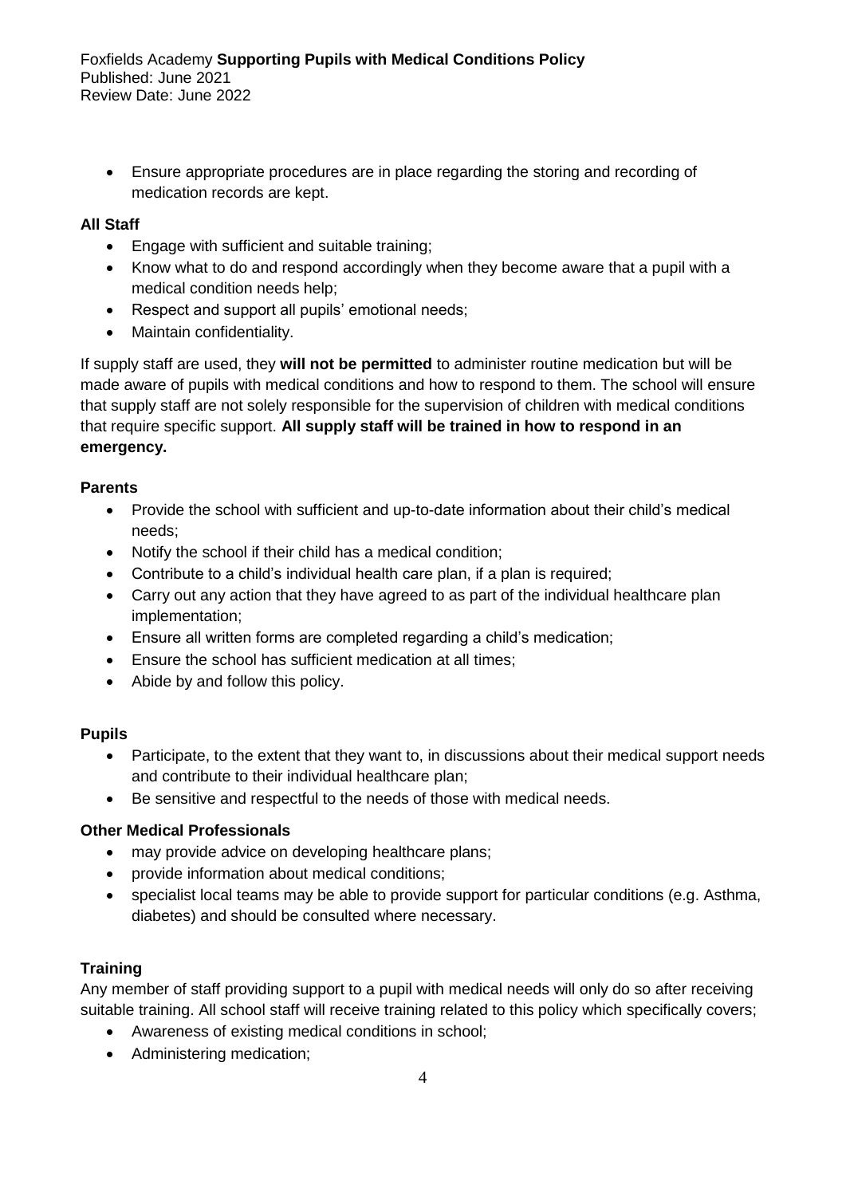- Ensure appropriate procedures are in place regarding the storing and recording of medication records are kept.

**All Staff**

- Engage with sufficient and suitable training;
- Know what to do and respond accordingly when they become aware that a pupil with a medical condition needs help;
- Respect and support all pupils' emotional needs;
- Maintain confidentiality.

If supply staff are used, they **will not be permitted** to administer routine medication but will be made aware of pupils with medical conditions and how to respond to them. The school will ensure that supply staff are not solely responsible for the supervision of children with medical conditions that require specific support. **All supply staff will be trained in how to respond in an emergency.**

**Parents**

- Provide the school with sufficient and up-to-date information about their child's medical needs;
- Notify the school if their child has a medical condition;
- Contribute to a child's individual health care plan, if a plan is required;
- Carry out any action that they have agreed to as part of the individual healthcare plan implementation;
- Ensure all written forms are completed regarding a child's medication;
- Ensure the school has sufficient medication at all times;
- Abide by and follow this policy.

**Pupils**

- Participate, to the extent that they want to, in discussions about their medical support needs and contribute to their individual healthcare plan;
- Be sensitive and respectful to the needs of those with medical needs.

**Other Medical Professionals**

- may provide advice on developing healthcare plans;
- provide information about medical conditions;
- specialist local teams may be able to provide support for particular conditions (e.g. Asthma, diabetes) and should be consulted where necessary.

**Training**

Any member of staff providing support to a pupil with medical needs will only do so after receiving suitable training. All school staff will receive training related to this policy which specifically covers;

- Awareness of existing medical conditions in school;
- Administering medication;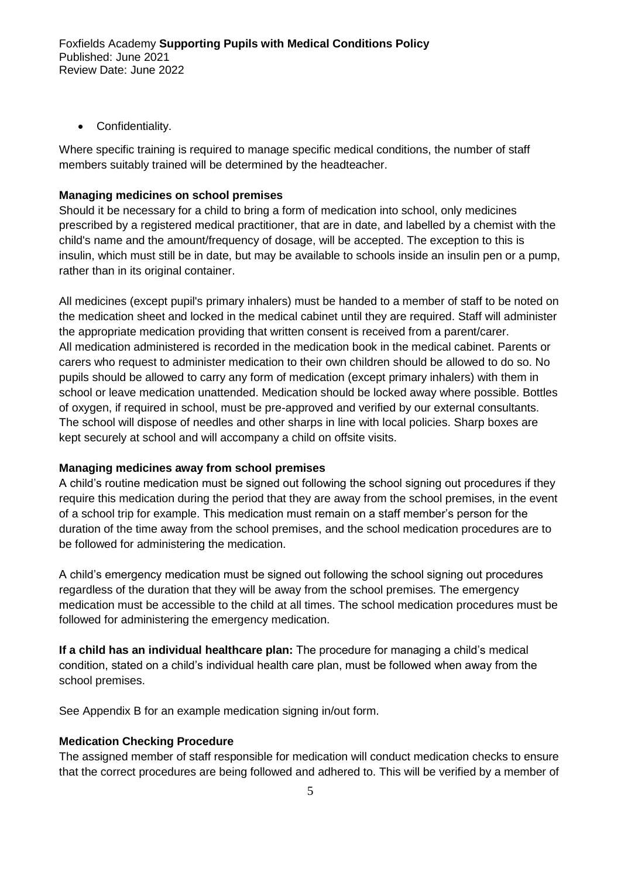- Confidentiality.

Where specific training is required to manage specific medical conditions, the number of staff members suitably trained will be determined by the headteacher.

**Managing medicines on school premises**

Should it be necessary for a child to bring a form of medication into school, only medicines prescribed by a registered medical practitioner, that are in date, and labelled by a chemist with the child's name and the amount/frequency of dosage, will be accepted. The exception to this is insulin, which must still be in date, but may be available to schools inside an insulin pen or a pump, rather than in its original container.

All medicines (except pupil's primary inhalers) must be handed to a member of staff to be noted on the medication sheet and locked in the medical cabinet until they are required. Staff will administer the appropriate medication providing that written consent is received from a parent/carer. All medication administered is recorded in the medication book in the medical cabinet. Parents or carers who request to administer medication to their own children should be allowed to do so. No pupils should be allowed to carry any form of medication (except primary inhalers) with them in school or leave medication unattended. Medication should be locked away where possible. Bottles of oxygen, if required in school, must be pre-approved and verified by our external consultants. The school will dispose of needles and other sharps in line with local policies. Sharp boxes are kept securely at school and will accompany a child on offsite visits.

**Managing medicines away from school premises**

A child's routine medication must be signed out following the school signing out procedures if they require this medication during the period that they are away from the school premises, in the event of a school trip for example. This medication must remain on a staff member's person for the duration of the time away from the school premises, and the school medication procedures are to be followed for administering the medication.

A child's emergency medication must be signed out following the school signing out procedures regardless of the duration that they will be away from the school premises. The emergency medication must be accessible to the child at all times. The school medication procedures must be followed for administering the emergency medication.

**If a child has an individual healthcare plan:** The procedure for managing a child's medical condition, stated on a child's individual health care plan, must be followed when away from the school premises.

See Appendix B for an example medication signing in/out form.

**Medication Checking Procedure**

The assigned member of staff responsible for medication will conduct medication checks to ensure that the correct procedures are being followed and adhered to. This will be verified by a member of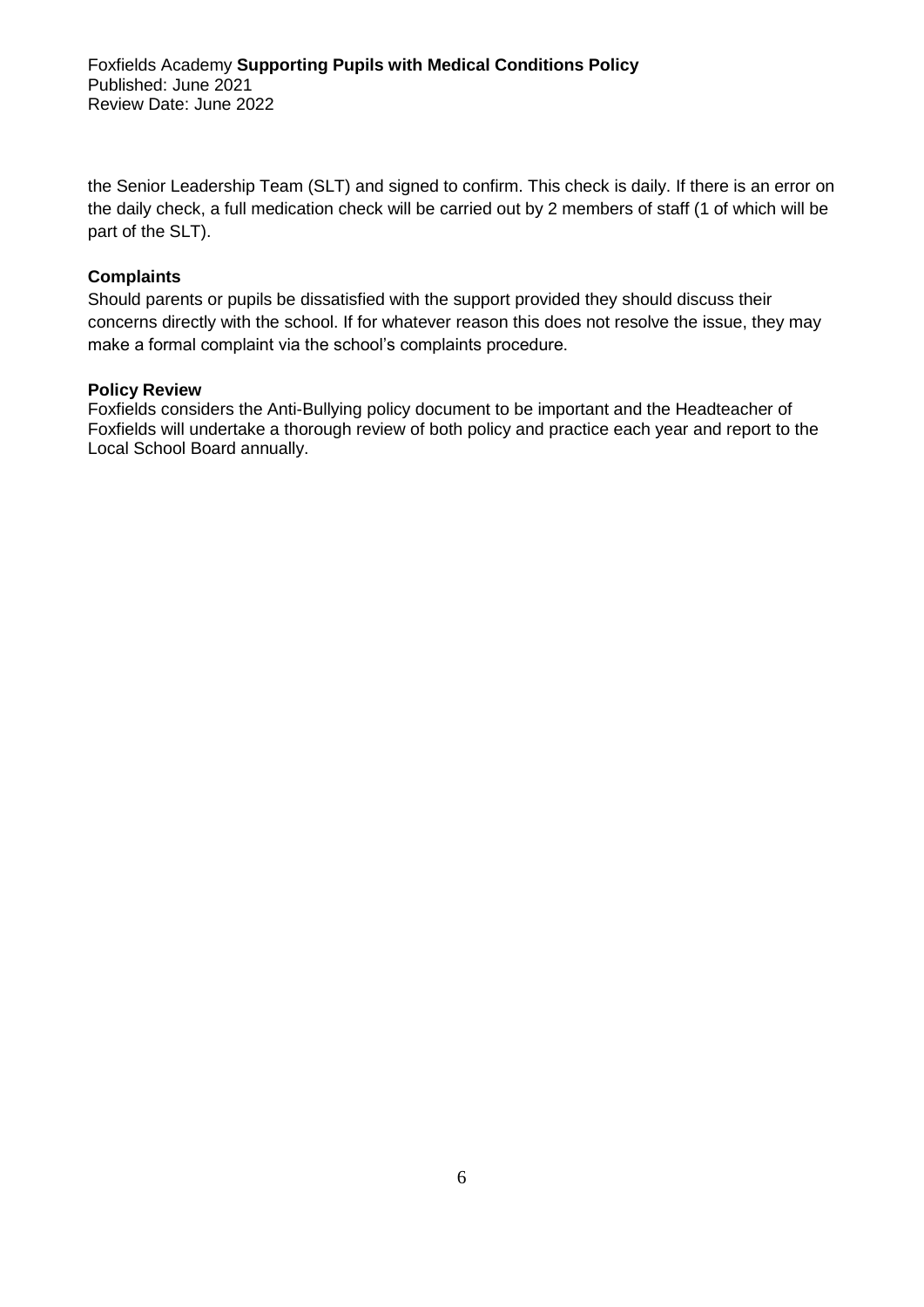the Senior Leadership Team (SLT) and signed to confirm. This check is daily. If there is an error on the daily check, a full medication check will be carried out by 2 members of staff (1 of which will be part of the SLT).

### Complaints

Should parents or pupils be dissatisfied with the support provided they should discuss their concerns directly with the school. If for whatever reason this does not resolve the issue, they may make a formal complaint via the school's complaints procedure.

### Policy Review

Foxfields considers the Anti-Bullying policy document to be important and the Headteacher of Foxfields will undertake a thorough review of both policy and practice each year and report to the Local School Board annually.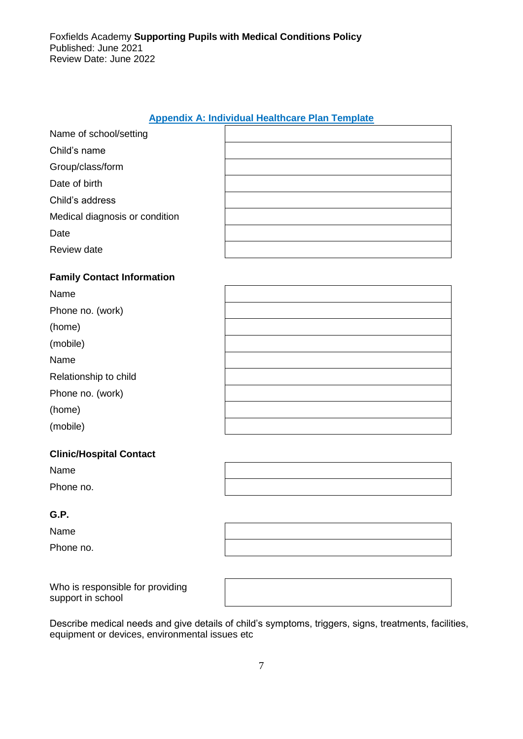## Appendix A: Individual Healthcare Plan Template

| | |
|---|---|
| Name of school/setting | |
| Child's name | |
| Group/class/form | |
| Date of birth | |
| Child's address | |
| Medical diagnosis or condition | |
| Date | |
| Review date | |

**Family Contact Information**

| | |
|---|---|
| Name | |
| Phone no. (work) | |
| (home) | |
| (mobile) | |
| Name | |
| Relationship to child | |
| Phone no. (work) | |
| (home) | |
| (mobile) | |

**Clinic/Hospital Contact**

| | |
|---|---|
| Name | |
| Phone no. | |

**G.P.**

| | |
|---|---|
| Name | |
| Phone no. | |

| | |
|---|---|
| Who is responsible for providing support in school | |

Describe medical needs and give details of child's symptoms, triggers, signs, treatments, facilities, equipment or devices, environmental issues etc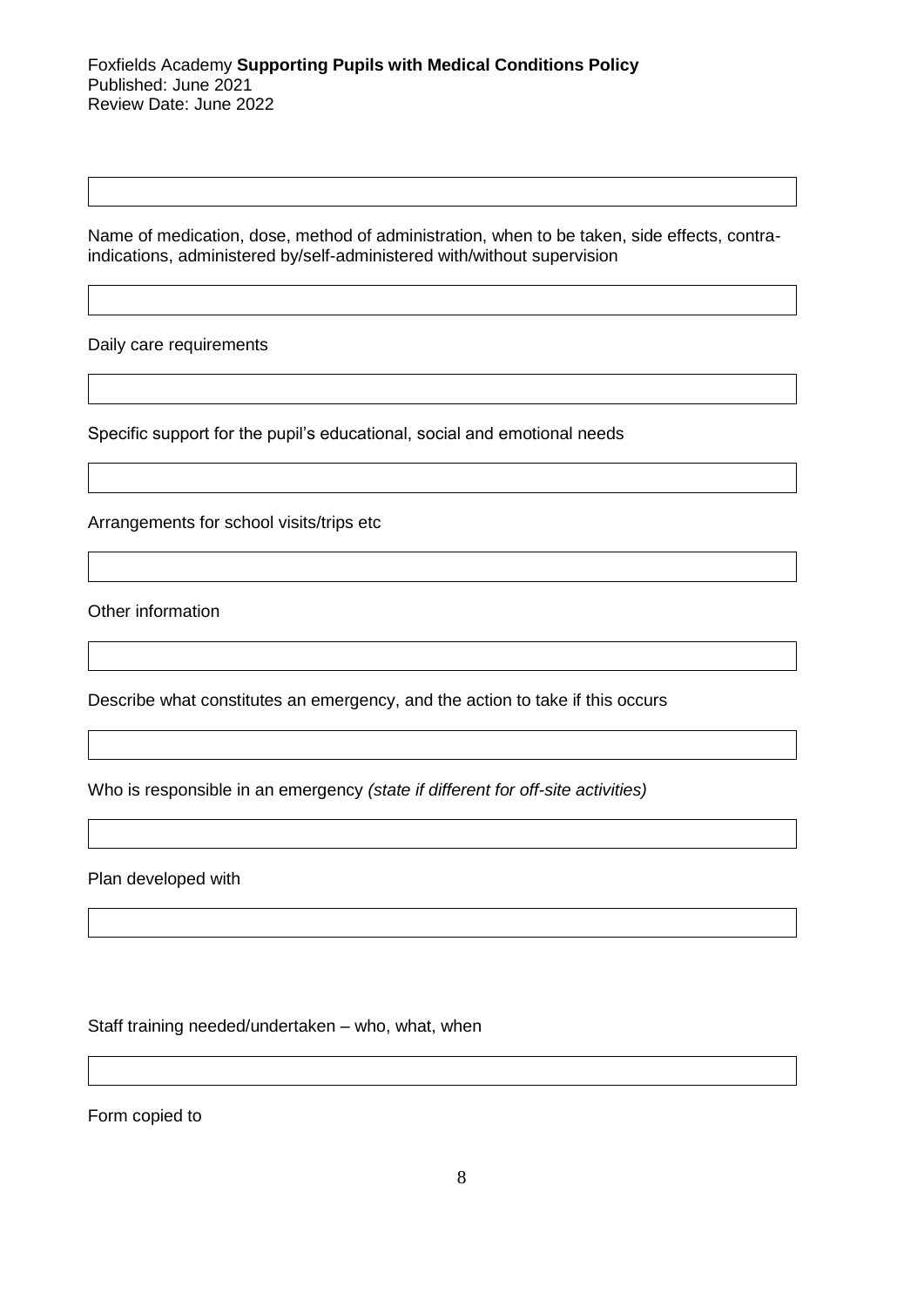Name of medication, dose, method of administration, when to be taken, side effects, contra-indications, administered by/self-administered with/without supervision

Daily care requirements

Specific support for the pupil's educational, social and emotional needs

Arrangements for school visits/trips etc

Other information

Describe what constitutes an emergency, and the action to take if this occurs

Who is responsible in an emergency *(state if different for off-site activities)*

Plan developed with

Staff training needed/undertaken – who, what, when

Form copied to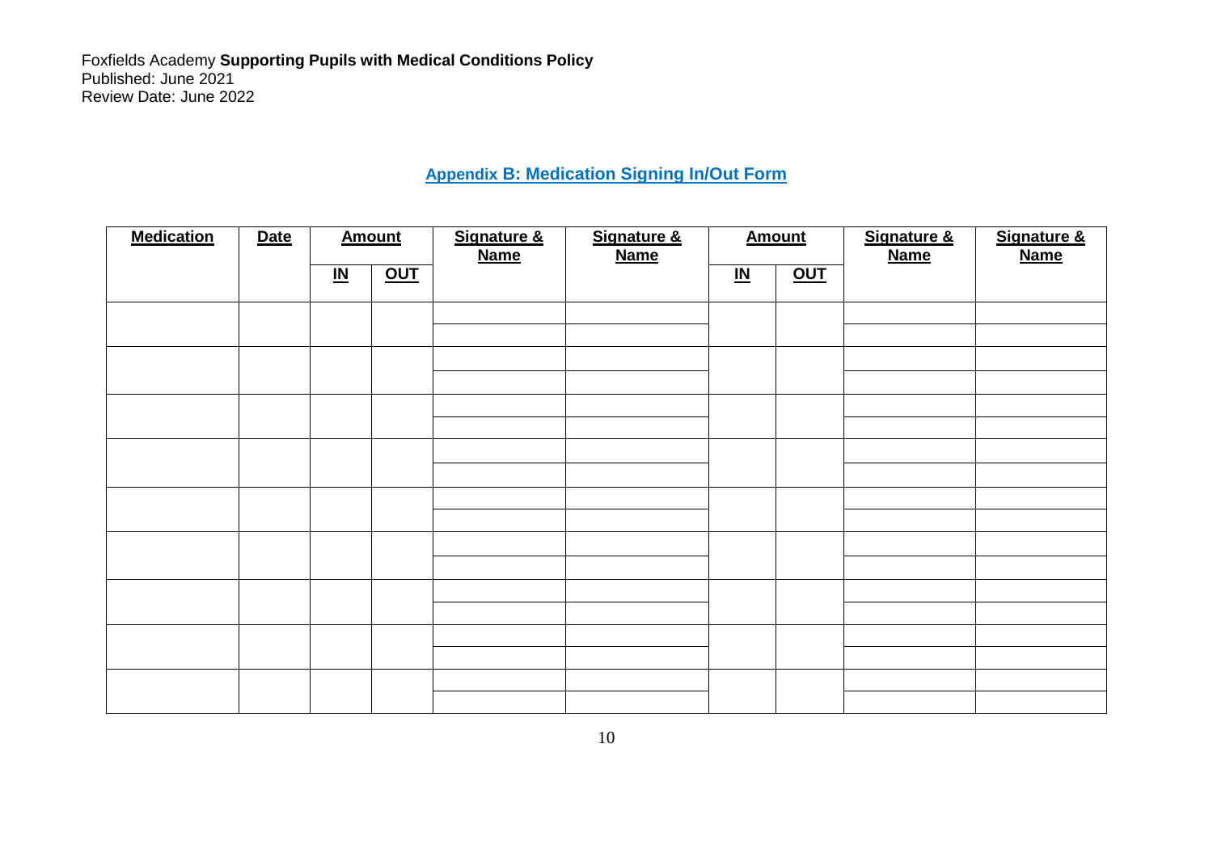## Appendix B: Medication Signing In/Out Form

| Medication | Date | Amount | | Signature & Name | Signature & Name | Amount | | Signature & Name | Signature & Name |
|---|---|---|---|---|---|---|---|---|---|
| | | IN | OUT | | | IN | OUT | | |
| | | | | | | | | | |
| | | | | | | | | | |
| | | | | | | | | | |
| | | | | | | | | | |
| | | | | | | | | | |
| | | | | | | | | | |
| | | | | | | | | | |
| | | | | | | | | | |
| | | | | | | | | | |
| | | | | | | | | | |
| | | | | | | | | | |
| | | | | | | | | | |
| | | | | | | | | | |
| | | | | | | | | | |
| | | | | | | | | | |
| | | | | | | | | | |
| | | | | | | | | | |
| | | | | | | | | | |